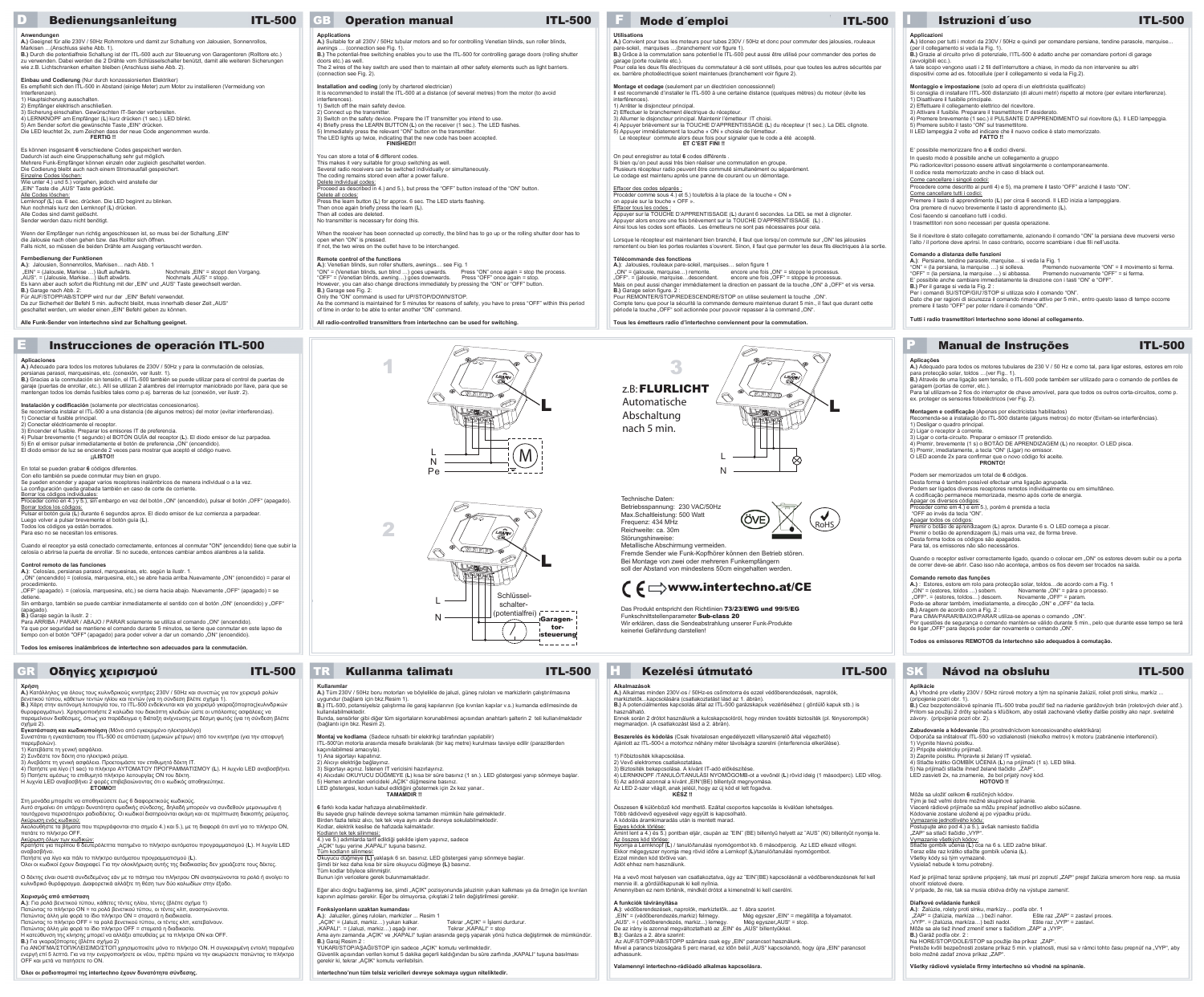## D Bedienungsanleitung ITL-500

**Anwendungen**
**A.)** Geeignet für alle 230V / 50Hz Rohrmotore und damit zur Schaltung von Jalousien, Sonnenrollos, Markisen ... (Anschluss siehe Abb. 1).
**B.)** Durch die potentialfreie Schaltung ist der ITL-500 auch zur Steuerung von Garagentoren (Rolltore etc.) zu verwenden. Dabei werden die 2 Drähte vom Schlüsselschalter benützt, damit alle weiteren Sicherungen wie z.B. Lichtschranken erhalten bleiben (Anschluss siehe Abb. 2).

**Einbau und Codierung** (Nur durch konzessionierten Elektriker)
Es empfiehlt sich den ITL-500 in Abstand (einige Meter) zum Motor zu installieren (Vermeidung von Interferenzen).
1) Hauptsicherung ausschalten.
2) Empfänger elektrisch anschließen.
3) Sicherung einschalten. Gewünschten IT-Sender vorbereiten.
4) LERNKNOPF am Empfänger (**L**) kurz drücken (1 sec.). LED blinkt.
5) Am Sender sofort die gewünschte Taste „EIN" drücken.
Die LED leuchtet 2x, zum Zeichen dass der neue Code angenommen wurde.
**FERTIG !!**

Es können insgesamt **6** verschiedene Codes gespeichert werden.
Dadurch ist auch eine Gruppenschaltung sehr gut möglich.
Mehrere Funk-Empfänger können einzeln oder zugleich geschaltet werden.
Die Codierung bleibt auch nach einem Stromausfall gespeichert.
Einzelne Codes löschen:
Wie unter 4.) und 5.) vorgehen, jedoch wird anstelle der „EIN" Taste die „AUS" Taste gedrückt.
Alle Codes löschen:
Lernknopf (**L**) ca. 6 sec. drücken. Die LED beginnt zu blinken.
Nun nochmals kurz den Lernknopf (**L**) drücken.
Alle Codes sind damit gelöscht.
Sender werden dazu nicht benötigt.

Wenn der Empfänger nun richtig angeschlossen ist, so muss bei der Schaltung „EIN" die Jalousie nach oben gehen bzw. das Rolltor sich öffnen.
Falls nicht, so müssen die beiden Drähte am Ausgang vertauscht werden.

**Fernbedienung der Funktionen**
**A.)**: Jalousien, Sonnenrollos, Markisen… nach Abb. 1
„EIN" = (Jalousie, Markise ...) läuft aufwärts. Nochmals „EIN" = stoppt den Vorgang.
„AUS" = (Jalousie, Markise…) läuft abwärts. Nochmals „AUS" = stopp.
Es kann aber auch sofort die Richtung mit der „EIN" und „AUS" Taste gewechselt werden.
**B.)** Garage nach Abb. 2:
Für AUF/STOPP/AB/STOPP wird nur der „EIN" Befehl verwendet.
Da zur Sicherheit der Befehl 5 min. aufrecht bleibt, muss innerhalb dieser Zeit „AUS" geschaltet werden, um wieder einen „EIN" Befehl geben zu können.

**Alle Funk-Sender von intertechno sind zur Schaltung geeignet.**

## GB Operation manual ITL-500

**Applications**
**A.)** Suitable for all 230V / 50Hz tubular motors and so for controlling Venetian blinds, sun roller blinds, awnings … (connection see Fig. 1).
**B.)** The potential-free switching enables you to use the ITL-500 for controlling garage doors (rolling shutter doors etc.) as well.
The 2 wires of the key switch are used then to maintain all other safety elements such as light barriers. (connection see Fig. 2).

**Installation and coding** (only by chartered electrician)
It is recommended to install the ITL-500 at a distance (of several metres) from the motor (to avoid interferences).
1) Switch off the main safety device.
2) Connect up the transmitter.
3) Switch on the safety device. Prepare the IT transmitter you intend to use.
4) Briefly press the LEARN BUTTON (**L**) on the receiver (1 sec.). The LED flashes.
5) Immediately press the relevant "ON" button on the transmitter.
The LED lights up twice, indicating that the new code has been accepted.
**FINISHED!!**

You can store a total of **6** different codes.
This makes it very suitable for group switching as well.
Several radio receivers can be switched individually or simultaneously.
The coding remains stored even after a power failure.
Delete individual codes:
Proceed as described in 4.) and 5.), but press the "OFF" button instead of the "ON" button.
Delete all codes:
Press the learn button (**L**) for approx. 6 sec. The LED starts flashing.
Then once again briefly press the learn (**L**).
Then all codes are deleted.
No transmitter is necessary for doing this.

When the receiver has been connected up correctly, the blind has to go up or the rolling shutter door has to open when "ON" is pressed.
If not, the two wires on the outlet have to be interchanged.

**Remote control of the functions**
**A.)**: Venetian blinds, sun roller shutters, awnings… see Fig. 1
"ON" = (Venetian blinds, sun blind ...) goes upwards. Press "ON" once again = stop the process.
"OFF" = (Venetian blinds, awning…) goes downwards. Press "OFF" once again = stop.
However, you can also change directions immediately by pressing the "ON" or "OFF" button.
**B.)** Garage see Fig. 2:
Only the "ON" command is used for UP/STOP/DOWN/STOP.
As the command is maintained for 5 minutes for reasons of safety, you have to press "OFF" within this period of time in order to be able to enter another "ON" command.

**All radio-controlled transmitters from intertechno can be used for switching.**

## F Mode d´emploi ITL-500

**Utilisations**
**A.)** Convient pour tous les moteurs pour tubes 230V / 50Hz et donc pour commuter des jalousies, rouleaux pare-soleil, marquises … (branchement voir figure 1).
**B.)** Grâce à la commutation sans potentiel le ITL-500 peut aussi être utilisé pour commander des portes de garage (porte roulante etc.).
Pour cela les deux fils électriques du commutateur à clé sont utilisés, pour que toutes les autres sécurités par ex. barrière photoélectrique soient maintenues (branchement voir figure 2).

**Montage et codage** (seulement par un électricien concessionnel)
Il est recommandé d'installer le ITL-500 à une certaine distance (quelques mètres) du moteur (évite les interférences).
1) Arrêter le disjoncteur principal.
2) Effectuer le branchement électrique du récepteur.
3) Allumer le disjoncteur principal. Maintenir l'émetteur IT choisi.
4) Appuyer brièvement sur la TOUCHE D'APPRENTISSAGE (**L**) du récepteur (1 sec.). La DEL clignote.
5) Appuyer immédiatement la touche « ON » choisie de l'émetteur.
Le récepteur commute alors deux fois pour signaler que le code a été accepté.
**ET C'EST FINI !!**

On peut enregistrer au total **6** codes différents .
Si bien qu'on peut aussi très bien réaliser une commutation en groupe.
Plusieurs récepteur radio peuvent être commuté simultanément ou séparément.
Le codage est maintenu après une panne de courant ou un démontage.

Effacer des codes séparés :
Procéder comme sous 4.) et 5.) toutefois à la place de la touche « ON » on appuie sur la touche « OFF ».
Effacer tous les codes :
Appuyer sur la TOUCHE D'APPRENTISSAGE (**L**) durant 6 secondes. La DEL se met à clignoter.
Appuyer alors encore une fois brièvement sur la TOUCHE D'APPRENTISSAGE (**L**) .
Ainsi tous les codes sont effacés. Les émetteurs ne sont pas nécessaires pour cela.

Lorsque le récepteur est maintenant bien branché, il faut que lorsqu'on commute sur „ON" les jalousies remontent ou bien les portes roulantes s'ouvrent. Sinon, il faut que permuter les deux fils électriques à la sortie.

**Télécommande des fonctions**
**A.)**: Jalousies, rouleaux pare-soleil, marquises… selon figure 1
„ON" = (jalousie, marquise…) remonte. encore une fois „ON" = stoppe le processus.
„OFF" = (jalousie, marquise…descendent. encore une fois „OFF" = stoppe le processus.
Mais on peut aussi changer immédiatement la direction en passant de la touche „ON" à „OFF" et vis versa.
**B.)** Garage selon figure. 2 :
Pour REMONTER/STOP/REDESCENDRE/STOP on utilise seulement la touche „ON".
Compte tenu que pour la sécurité la commande demeure maintenue durant 5 min., il faut que durant cette période la touche „OFF" soit actionnée pour pouvoir repasser à la command „ON".

**Tous les émetteurs radio d'intertechno conviennent pour la commutation.**

## I Istruzioni d´uso ITL-500

**Applicazioni**
**A.)** Idoneo per tutti i motori da 230V / 50Hz e quindi per comandare persiane, tendine parasole, marquise... (per il collegamento si veda la Fig. 1).
**B.)** Grazie al circuito privo di potenziale, l'ITL-500 è adatto anche per comandare portoni di garage (avvolgibili ecc.).
A tale scopo vengono usati i 2 fili dell'interruttore a chiave, in modo da non intervenire su altri dispositivi come ad es. fotocellule (per il collegamento si veda la Fig.2).

**Montaggio e impostazione** (solo ad opera di un elettricista qualificato)
Si consiglia di installare l'ITL-500 distanziato (di alcuni metri) rispetto al motore (per evitare interferenze).
1) Disattivare il fusibile principale.
2) Effettuare il collegamento elettrico del ricevitore.
3) Attivare il fusibile. Preparare il trasmettitore IT desiderato.
4) Premere brevemente (1 sec.) il PULSANTE D'APPRENDIMENTO sul ricevitore (**L**). Il LED lampeggia.
5) Premere subito il tasto "ON" sul trasmettitore.
Il LED lampeggia 2 volte ad indicare che il nuovo codice è stato memorizzato.
**FATTO !!**

E' possibile memorizzare fino a **6** codici diversi.
In questo modo è possibile anche un collegamento a gruppo
Più radioricevitori possono essere attivati singolarmente o contemporaneamente.
Il codice resta memorizzato anche in caso di black out.
Come cancellare i singoli codici:
Procedere come descritto ai punti 4) e 5), ma premere il tasto "OFF" anziché il tasto "ON".
Come cancellare tutti i codici:
Premere il tasto di apprendimento (**L**) per circa 6 secondi. Il LED inizia a lampeggiare.
Ora premere di nuovo brevemente il tasto di apprendimento (**L**).
Così facendo si cancellano tutti i codici.
I trasmettitori non sono necessari per questa operazione.

Se il ricevitore è stato collegato correttamente, azionando il comando "ON" la persiana deve muoversi verso l'alto / il portone deve aprirsi. In caso contrario, occorre scambiare i due fili nell'uscita.

**Comando a distanza delle funzioni**
**A.)**: Persiane, tendine parasole, marquise… si veda la Fig. 1
"ON" = (la persiana, la marquise …) si solleva. Premendo nuovamente "ON" = il movimento si ferma.
"OFF" = (la persiana, la marquise …) si abbassa. Premendo nuovamente "OFF" = si ferma.
E' possibile anche cambiare immediatamente la direzione con i tasti "ON" e "OFF".
**B.)** Per il garage si veda la Fig. 2 :
Per i comandi SU/STOP/GIU'/STOP si utilizza solo il comando "ON".
Dato che per ragioni di sicurezza il comando rimane attivo per 5 min., entro questo lasso di tempo occorre premere il tasto "OFF" per poter ridare il comando "ON".

**Tutti i radio trasmettitori intertechno sono idonei al collegamento.**

## E Instrucciones de operación ITL-500

**Aplicaciones**
**A.)** Adecuado para todos los motores tubulares de 230V / 50Hz y para la conmutación de celosías, persianas parasol, marquesinas, etc. (conexión, ver ilustr. 1).
**B.)** Gracias a la conmutación sin tensión, el ITL-500 también se puede utilizar para el control de puertas de garaje (puertas de enrollar, etc.). Allí se utilizan 2 alambres del interruptor manipulado por llave, para que se mantengan todos los demás fusibles tales como p.ej. barreras de luz (conexión, ver ilustr. 2).

**Instalación y codificación** (solamente por electricistas concesionarios).
Se recomienda instalar el ITL-500 a una distancia (de algunos metros) del motor (evitar interferencias).
1) Conectar el fusible principal.
2) Conectar eléctricamente el receptor.
3) Encender el fusible. Preparar los emisores IT de preferencia.
4) Pulsar brevemente (1 segundo) el BOTÓN GUÍA del receptor (**L**). El diodo emisor de luz parpadea.
5) En el emisor pulsar inmediatamente el botón de preferencia „ON" (encendido).
El diodo emisor de luz se enciende 2 veces para mostrar que aceptó el código nuevo.
**¡¡LISTO!!**

En total se pueden grabar **6** códigos diferentes.
Con ello también se puede conmutar muy bien en grupo.
Se pueden encender y apagar varios receptores inalámbricos de manera individual o a la vez.
La configuración queda grabada también en caso de corte de corriente.
Borrar los códigos individuales:
Proceder como en 4.) y 5.), sin embargo en vez del botón „ON" (encendido), pulsar el botón „OFF" (apagado).
Borrar todos los códigos:
Pulsar el botón guía (**L**) durante 6 segundos aprox. El diodo emisor de luz comienza a parpadear.
Luego volver a pulsar brevemente el botón guía (**L**).
Todos los códigos ya están borrados.
Para eso no se necesitan los emisores.

Cuando el receptor ya está conectado correctamente, entonces al conmutar "ON" (encendido) tiene que subir la celosía o abrirse la puerta de enrollar. Si no sucede, entonces cambiar ambos alambres a la salida.

**Control remoto de las funciones**
**A.)**: Celosías, persianas parasol, marquesinas, etc. según la ilustr. 1.
„ON" (encendido) = (celosía, marquesina, etc.) se abre hacia arriba.Nuevamente „ON" (encendido) = parar el procedimiento.
„OFF" (apagado). = (celosía, marquesina, etc.) se cierra hacia abajo. Nuevamente „OFF" (apagado) = se detiene.
Sin embargo, también se puede cambiar inmediatamente el sentido con el botón „ON" (encendido) y „OFF" (apagado).
**B.)** Garaje según la ilustr. 2 :
Para ARRIBA / PARAR / ABAJO / PARAR solamente se utiliza el comando „ON" (encendido).
Ya que por seguridad se mantiene el comando durante 5 minutos, se tiene que conmutar en este lapso de tiempo con el botón "OFF" (apagado) para poder volver a dar un comando „ON" (encendido).

**Todos los emisores inalámbricos de intertechno son adecuados para la conmutación.**

1

L N Pe M

2

L N Schlüssel-schalter-(potentialfrei) Garagen-tor-steuerung

3

z.B: **FLURLICHT**
Automatische Abschaltung nach 5 min.

L N

Technische Daten:
Betriebsspannung: 230 VAC/50Hz
Max.Schaltleistung: 500 Watt
Frequenz: 434 MHz
Reichweite: ca. 30m
Störungshinweise:
Metallische Abschirmung vermeiden.
Fremde Sender wie Funk-Kopfhörer können den Betrieb stören.
Bei Montage von zwei oder mehreren Funkempfängern soll der Abstand von mindestens 50cm eingehalten werden.

CE ⇨ **www.intertechno.at/CE**

Das Produkt entspricht den Richtlinien **73/23/EWG und 99/5/EG**
Funkschnittstellenparameter **Sub-class 20**
Wir erklären, dass die Sendeabstrahlung unserer Funk-Produkte keinerlei Gefährdung darstellen!

## P Manual de Instruções ITL-500

**Aplicações**
**A.)** Adequado para todos os motores tubulares de 230 V / 50 Hz e como tal, para ligar estores, estores em rolo para proteção solar, toldos … (ver Fig.. 1).
**B.)** Através de uma ligação sem tensão, o ITL-500 pode também ser utilizado para o comando de portões de garagem (portas de correr, etc.).
Para tal utilizam-se 2 fios do interruptor de chave amovível, para que todos os outros corta-circuitos, como p. ex. proteger os sensores fotoeléctricos (ver Fig. 2).

**Montagem e codificação** (Apenas por electricistas habilitados)
Recomenda-se a instalação do ITL-500 distante (alguns metros) do motor (Evitam-se interferências).
1) Desligar o quadro principal.
2) Ligar o receptor à corrente.
3) Ligar o corta-circuito. Preparar o emissor IT pretendido.
4) Premir, brevemente (1 s) o BOTÃO DE APRENDIZAGEM (**L**) no receptor. O LED pisca.
5) Premir, imediatamente, a tecla "ON" (Ligar) no emissor.
O LED acende 2x para confirmar que o novo código foi aceite.
**PRONTO!**

Podem ser memorizados um total de **6** códigos.
Desta forma é também possível efectuar uma ligação agrupada.
Podem ser ligados diversos receptores remotos individualmente ou em simultâneo.
A codificação permanece memorizada, mesmo após corte de energia.
Apagar os diversos códigos:
Proceder como em 4.) e em 5.), porém é premida a tecla "OFF ao invés da tecla "ON".
Apagar todos os códigos:
Premir o botão de aprendizagem (**L**) aprox. Durante 6 s. O LED começa a piscar.
Premir o botão de aprendizagem (**L**) mais uma vez, de forma breve.
Desta forma todos os códigos são apagados.
Para tal, os emissores não são necessários.

Quando o receptor estiver correctamente ligado, quando o colocar em „ON" os estores devem subir ou a porta de correr deve-se abrir. Caso isso não aconteça, ambos os fios devem ser trocados na saída.

**Comando remoto das funções**
**A.)**: Estores, estores em rolo para proteção solar, toldos…de acordo com a Fig. 1
„ON" = (estores, toldos ...) sobem. Novamente „ON" = pára o processo.
„OFF". = (estores, toldos…) descem. Novamente „OFF" = param.
Pode-se alterar também, imediatamente, a direcção „ON" e „OFF" da tecla.
**B.)** Aragem de acordo com a Fig. 2 :
Para CIMA/PARAR/BAIXO/PARAR utiliza-se apenas o comando „ON".
Por questões de segurança o comando mantém-se válido durante 5 min., pelo que durante esse tempo se terá de ligar „OFF" para depois poder dar novamente o comando „ON".

**Todos os emissores REMOTOS da intertechno são adequados à comutação.**

## GR Οδηγίες χειρισμού ITL-500

**Χρήση**
**A.)** Κατάλληλος για όλους τους κυλινδρικούς κινητήρες 230V / 50Hz και συνεπώς για τον χειρισμό ρολών βενετικού τύπου, καθέτων τεντών ηλίου και τεντών (για τη σύνδεση βλέπε σχήμα 1).
**B.)** Χάρη στην αυτόνομη λειτουργία του, το ITL-500 ενδείκνυται και για χειρισμό γκαραζόπορτας(κυλινδρικών θυροφραγμάτων). Χρησιμοποιήστε 2 καλώδια του διακόπτη κλειδιών ώστε οι υπόλοιπες ασφάλειες να παραμείνουν διαθέσιμες, όπως για παράδειγμα η διάταξη ανίχνευσης (για τη σύνδεση βλέπε σχήμα 2).
**Εγκατάσταση και κωδικοποίηση** (Μόνο από εγκεκριμένο ηλεκτρολόγο)
Συνιστάται η εγκατάσταση του ITL-500 σε απόσταση (μερικών μέτρων) από τον κινητήρα (για την αποφυγή παρεμβολών).
1) Κατεβάστε τη γενική ασφάλεια.
2) Συνδέστε τον δέκτη στο ηλεκτρικό ρεύμα.
3) Ανεβάστε τη γενική ασφάλεια. Προετοιμάστε τον επιθυμητό δέκτη IT.
4) Πατήστε για λίγο (1 sec) το πλήκτρο ΑΥΤΟΜΑΤΟΥ ΠΡΟΓΡΑΜΜΑΤΙΣΜΟΥ (**L**). Η λυχνία LED αναβοσβήνει.
5) Πατήστε αμέσως το επιθυμητό πλήκτρο λειτουργίας ON του δέκτη.
Η λυχνία LED αναβοσβήνει 2 φορές επιβεβαιώνοντας ότι ο κωδικός αποθηκεύτηκε.
**ΕΤΟΙΜΟ!!**

Στη μονάδα μπορείτε να αποθηκεύσετε έως **6** διαφορετικούς κωδικούς.
Αυτό σημαίνει ότι υπάρχει δυνατότητα ομαδικής σύνδεσης. Ασύρματοι δέκτες μπορούν να συνδεθούν μεμονωμένα ή ταυτόχρονα περισσότεροι ραδιοδέκτες. Οι κωδικοί διατηρούνται ακόμη και σε περίπτωση διακοπής ρεύματος.
Ακύρωση ενός κωδικού:
Ακολουθήστε τα βήματα που περιγράφονται στο σημείο 4.) και 5.), με τη διαφορά ότι αντί για το πλήκτρο ON, πατάτε το πλήκτρο OFF.
Ακύρωση όλων των κωδικών:
Κρατήστε για περίπου 6 δευτερόλεπτα πατημένο το πλήκτρο αυτόματου προγραμματισμού (**L**). Η λυχνία LED αναβοσβήνει.
Πατήστε για λίγο και πάλι το πλήκτρο αυτόματου προγραμματισμού (**L**).
Όλοι οι κωδικοί έχουν διαγραφεί. Για την ολοκλήρωση αυτής της διαδικασίας δεν χρειάζεστε τους δέκτες.

Ο δέκτης είναι σωστά συνδεδεμένος εάν με το πάτημα του πλήκτρου ON ανασηκώνονται τα ρολά ή ανοίγει το κυλινδρικό θυρόφραγμα. Διαφορετικά αλλάξτε τη θέση των δύο καλωδίων στην έξοδο.

**Χειρισμός από απόσταση**
**A.)**: Για ρολά βενετικού τύπου, καθέτες τέντες ηλίου, τέντες (βλέπε σχήμα 1)
Πατώντας το πλήκτρο ON = τα ρολά βενετικού τύπου, οι τέντες κλπ. ανασηκώνονται.
Πατώντας άλλη μία φορά το ίδιο πλήκτρο ON = σταματά η διαδικασία.
Πατώντας το πλήκτρο OFF = τα ρολά βενετικού τύπου, οι τέντες κλπ. κατεβαίνουν.
Πατώντας άλλη μία φορά το ίδιο πλήκτρο OFF = σταματά η διαδικασία.
Η κατεύθυνση της κίνησης μπορεί να αλλάξει απευθείας με τα πλήκτρα ON και OFF.
**B.)** Για γκαραζόπορτες (βλέπε σχήμα 2)
Για ΑΝΟΙΓΜΑ/ΣΤΟΠ/ΚΛΕΙΣΙΜΟ/ΣΤΟΠ χρησιμοποιείτε μόνο το πλήκτρο ON. Η συγκεκριμένη εντολή παραμένει ενεργή επί 5 λεπτά. Για να την ενεργοποιήσετε εκ νέου, πρέπει πρώτα να την ακυρώσετε πατώντας το πλήκτρο OFF και μετά να πατήσετε το ON.

**Όλοι οι ραδιοπομποί της intertechno έχουν δυνατότητα σύνδεσης.**

## TR Kullanma talimatı ITL-500

**Kullanımlar**
**A.)** Tüm 230V / 50Hz boru motorları ve böylelikle de jaluzi, güneş rulolan ve markizlerin çalıştırılmasına uygundur (bağlantı için bkz.Resim 1).
**B.)** ITL-500, potansiyelsiz çalıştırma ile garaj kapılarının (ice kıvrılan kapılar v.s.) kumanda edilmesinde de kullanılabilmektedir.
Bunda, sensörler gibi diğer tüm sigortaların korunabilmesi açısından anahtarlı şalterin 2 teli kullanılmaktadır (bağlantı için bkz. Resim 2).

**Montaj ve kodlama** (Sadece ruhsatlı bir elektrikçi tarafından yapılabilir)
ITL-500'ün motorla arasında mesafe bırakılarak (bir kaç metre) kurulması tavsiye edilir (parazitlerden kaçınılabilmesi amacıyla).
1) Ana sigortayı kapatınız.
2) Alıcıyı elektriğe bağlayınız.
3) Sigortayı açınız. İstenen IT vericisini hazırlayınız.
4) Alıcıdaki ÖKUYUCU DÜĞMEYE (**L**) kısa bir süre basınız (1 sn.). LED göstergesi yanıp sönmeye başlar.
5) Hemen ardından vericideki „AÇIK" düğmesine basınız.
LED göstergesi, kodun kabul edildiğini göstermek için 2x kez yanar..
**TAMAMDIR !!**

**6** farklı koda kadar hafızaya alınabilmektedir.
Bu sayede grup halinde devreye sokma tamamen mümkün hale gelmektedir.
Birden fazla telsiz alıcı, tek tek veya aynı anda devreye sokulabilmektedir.
Kodlar, elektrik kesilse de hafızada kalmaktadır.
Kodların tek tek silinmesi:
4.) ve 5.) adımlarda tarif edildiği şekilde işlem yapınız, sadece „AÇIK" tuşu yerine „KAPALI" tuşuna basınız.
Tüm kodların silinmesi:
Okuyucu düğmeye (**L**)yaklaşık 6 sn. basınız. LED göstergesi yanıp sönmeye başlar.
Şimdi bir kez daha kısa bir süre okuyucu düğmeye (**L**) basınız.
Tüm kodlar böylece silinmiştir.
Bunun için vericilere gerek bulunmamaktadır.

Eğer alıcı doğru bağlanmış ise, şimdi „AÇIK" pozisyonunda jaluzinin yukarı kalkması ya da örneğin ice kıvrılan kapının açılması gerekir. Eğer bu olmuyorsa, çıkıştaki 2 telin değiştirilmesi gerekir.

**Fonksiyonların uzaktan kumandası**
**A.)**: Jaluziler, güneş rulolan, markizler ... Resim 1
„AÇIK" = (Jaluzi, markiz…) yukarı kalkar. Tekrar „AÇIK" = İşlemi durdurur.
„KAPALI". = (Jaluzi, markiz…) aşağı iner. Tekrar „KAPALI" = stop
Ama aynı zamanda „AÇIK" ve „KAPALI" tuşları arasında geçiş yaparak yönü hızlıca değiştirmek de mümkündür.
**B.)** Garaj Resim 2 :
YUKARI/STOP/AŞAĞI/STOP için sadece „AÇIK" komutu verilmektedir.
Güvenlik açısından verilen komut 5 dakika geçerli kaldığından bu süre zarfında „KAPALI" tuşuna basılması gerekir ki, tekrar „AÇIK" komutu verilebilsin.

**intertechno'nun tüm telsiz vericileri devreye sokmaya uygun niteliktedir.**

## H Kezelési útmutató ITL-500

**Alkalmazások**
**A.)** Alkalmas minden 230V-os / 50Hz-es csőmotorra és ezzel védőberendezések, napfolók, markizetők...kapcsolására (csatlakoztatást lásd az 1. ábrán).
**B.)** A potenciálmentes kapcsolás által az ITL-500 garázskapuk vezérléséhez ( görgőlő kapuk stb.) is használható.
Ennek során 2 drótot használunk a kulcskapcsolóról, hogy minden további biztosíték (pl. fénysorompók) megmaradjon. (A csatlakozást lásd a 2. ábrán).

**Beszerelés és kódolás** (Csak hivatalosan engedélyezett villanyszerelő által végezhető)
Ajánlott az ITL-500-t a motorhoz néhány méter távolságra szerelni (interferencia elkerülése).

1) Főbiztosíték kikapcsolása.
2) Vevő elektromos csatlakoztatása.
3) Biztosíték bekapcsolása. A kívánt IT-adó előkészítése.
4) LERNKNOPF /TANULÓ/TANULÁSI NYOMÓGOMB-ot a vevőnél (**L**) rövid ideig (1 másodperc). LED villog.
5) Az adónál azonnal a kívánt „EIN"(BE) billentyűt megnyomása.
Az LED 2-szer világít, anak jeléül, hogy az új kód el lett fogadva.
**KÉSZ !!**

Összesen **6** különböző kód menthető. Ezáltal csoportos kapcsolás is kiválóan lehetséges.
Több rádióvevő egyesével vagy egyűtt is kapcsolható.
A kódolás áramkimaradás után is megmarad.
Egyes kódok törlése:
Amint lent a 4.) és 5.) pontban eljár, csupán az "EIN" (BE) billentyű helyett az "AUS" (KI) billentyűt nyomja le.
Az összes kód törlése:
Nyomja a Lernknopf (**L**) / tanuló/tanulási nyomógombot kb. 6 másodpercig. Az LED elkezd villogni.
Ekkor még egyszer nyomja meg rövid időre a Lernkopf (**L**)/tanuló/tanulási nyomógombot.
Ezzel minden kód törölve van.
Adót ehhez nem használunk.

Ha a vevő most helyesen van csatlakoztatva, úgy az "EIN"(BE) kapcsolásnál a védőberendezésnek fel kell mennie ill. a görditőkapunak ki kell nyílnia.
Amennyiben ez nem történik, mindkét drótot a kimenetnél ki kell cserélni.

**A funkciók távirányítása**
**A.)**: Védőberendezések, napfolók, markizetők…az 1. ábra szerint.
„EIN" = (védőberendezés,markiz) felmegy. Még egyszer „EIN" = megállítja a folyamatot.
„AUS". = ( védőberendezés, markiz…) lemegy. Még egyszer„AUS" = stop.
De az irány a „EIN" és „AUS" billentyűkkel azonnal megváltoztatható az „EIN" és „AUS" billentyűkkel.
**B.)**: Garázs a 2. ábra szerint:
Az AUF/STOPP/AB/STOPP számára csak egy „EIN" parancsot használunk.
Mivel a parancs biztonsága 5 perc marad, ez idõn belül „AUS" kapcsolandó, hogy újra „EIN" parancsot adhassunk.

**Valamennyi intertechno-rádióadó alkalmas kapcsolásra.**

## SK Návod na obsluhu ITL-500

**Aplikácie**
**A.)** Vhodné pre všetky 230V / 50Hz rúrové motory a tým na spínanie žalúzií, roliet proti slnku, markíz ... (pripojenie pozri obr. 1).
**B.)** Cez bezpotenciálové spínanie ITL-500 treba použiť tiež na riadenie garážových brán (roletových dvier atď.). Pritom sa použijú 2 drôty spínača s kľúčikom, aby ostali zachované všetky ďalšie poistky ako napr. svetelné závory. (pripojenie pozri obr. 2).

**Zabudovanie a kódovanie** (iba prostredníctvom koncesionovaného elektrikára)
Odporúča sa inštalovať ITL-500 vo vzdialenosti (niekoľko metrov) k motoru (zabránenie interferencií).
1) Vypnite hlavnú poistku.
2) Pripojte elektricky prijímač.
3) Zapnite poistku. Pripravte si želaný IT vysielač.
4) Stlačte krátko GOMBÍK UČENIA (**L**) na prijímači (1 s). LED bliká.
5) Na prijímači stlačte ihneď želané tlačidlo „ZAP".
LED zasvieti 2x, na znamenie, že bol prijatý nový kód.
**HOTOVO !!**

Môže sa uložiť celkom **6** rozličných kódov.
Tým je tiež veľmi dobre možné skupinové spínanie.
Viaceré rádiové prijímače sa môžu prepínať jednotlivo alebo súčasne.
Kódovanie zostane uložené aj po výpadku prúdu.
Vymazanie jednotlivého kódu:
Postupujte ako pod 4.) a 5.), avšak namiesto tlačidla „ZAP" sa stlačí tlačidlo „VYP".
Vymazanie všetkých kódov:
Stlačte gombík učenia (**L**) cca na 6 s. LED začne blikať.
Teraz ešte raz krátko stlačte gombík učenia (**L**).
Všetky kódy sú tým vymazané.
Vysielač nebude k tomu potrebný.

Keď je prijímač teraz správne pripojený, tak musí pri zopnutí „ZAP" prejsť žalúzia smerom hore resp. sa musia otvoriť roletové dvere.
V prípade, že nie, tak sa musia obidva drôty na výstupe zameniť.

**Diaľkové ovládanie funkcií**
**A.)**: Žalúzie, rolety proti slnku, markízy… podľa obr. 1
„ZAP" = (žalúzia, markíza …) beží nahor. Ešte raz „ZAP" = zastaví proces.
„VYP". = (žalúzia, markíza…) beží nadol. Ešte raz „VYP" = zastaví.
Môže sa ale tiež ihneď zmeniť smer s tlačidlom „ZAP" a „VYP".
**B.)** Garáž podľa obr. 2 :
Na HORE/STOP/DOLE/STOP sa použije iba príkaz „ZAP".
Pretože kvôli bezpečnosti zostane príkaz 5 min. v platnosti, musí sa v rámci tohto času prepnúť na „VYP", aby bolo možné zadať znova príkaz „ZAP".

**Všetky rádiové vysielače firmy intertechno sú vhodné na spínanie.**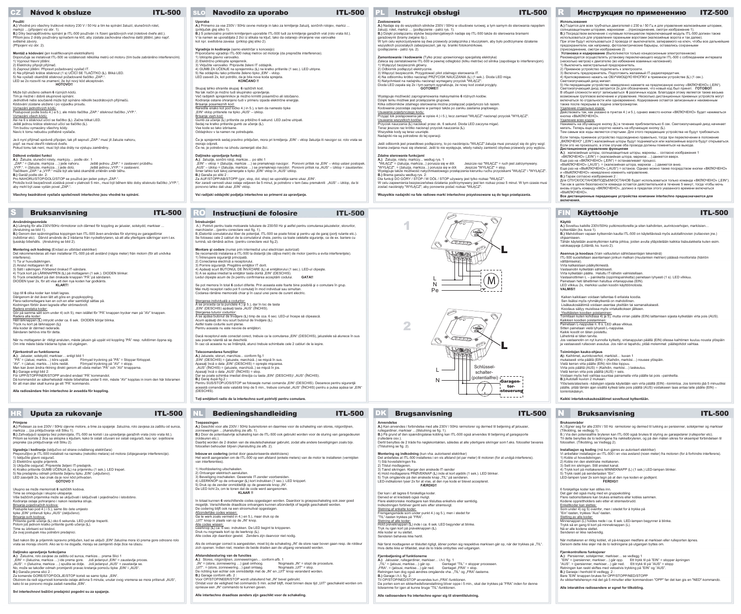# CZ Návod k obsluze ITL-500

**Použití**
**A.)** Vhodné pro všechny trubkové motory 230 V / 50 Hz a tím ke spínání žaluzií, slunečních rolet, markýz ... (připojení viz obr. 1).
**B.)** Díky beznapěťovému spínání je ITL-500 používán i k řízení garážových vrat (roletové dveře atd.). Přitom jsou 2 dráty používány spínačem na klíč, aby zůstala zachována všechna další jištění, jako např. světelné závory.
(Připojení viz obr. 2).

**Montáž a kódování** (jen kvalifikovaným elektrikářem)
Doporučuje se instalovat ITL-500 ve vzdálenosti několika metrů od motoru (tím bude zabráněno interferencím).
1) Vypnout hlavní jištění.
2) Elektricky připojit přijímač.
3) Zapnout jištění. Připravit požadovaný vysílač IT.
4) Na přijímači krátce stisknout (1 s) UČÍCÍ SE TLAČÍTKO (L). Bliká LED.
5) Na vysílači okamžitě stisknout požadované tlačítko „ZAP.".
LED se 2x rozsvítí na znamení, že byl nový kód akceptován.
**HOTOVO!!**

Může být uloženo celkem **6** různých kódů.
Tím je možné i dobře skupinové spínání.
Jednotlivé nebo současně může být spínáno několik bezdrátových přijímačů.
Kódování zůstane uloženo i po výpadku proudu.
Vymazání jednotlivých kódů:
Postupovat podle bodů 4.) a 5.), ale místo tlačítka „ZAP." stisknout tlačítko „VYP.".
Vymazání všech kódů:
Asi na 6 s stisknout učící se tlačítko (L). Začne blikat LED.
Ještě jednou krátce stisknout učící se tlačítko (L).
Tím budou vymazány všechny kódy.
Navíc k tomu nebudou potřebné vysílače.

Je-li nyní přijímač správně připojen, tak při sepnutí „ZAP." musí jít žaluzie nahoru, popř. se musí otevřít roletové dveře.
Pokud tomu tak není, musí být oba dráty na výstupu zaměněny.

**Dálkové ovládání funkcí**
**A.)**: Žaluzie, sluneční rolety, markýzy... podle obr. 1
„ZAP." = (žaluzie, markýza ...) jede nahoru. Ještě jednou „ZAP." = zastavení průběhu.
„VYP." = (žaluzie, markýza ...) jede dolů. Ještě jednou „VYP." = zastavení.
Tlačítkem „ZAP." a „VYP." může být také okamžitě změněn směr běhu.
**B.)** Garáž podle obr. 2:
Pro NAHORU/STOP/DOLŮ/STOP se používá jen jeden pokyn „ZAP.".
Protože kvůli bezpečnosti zůstává povel v platnosti 5 min., musí být během této doby stisknuto tlačítko „VYP.", aby mohl být zase vydán povel „ZAP.".

**Všechny bezdrátové vysílače společnosti intertechno jsou vhodné ke spínání.**

# SLO Navodilo za uporabo ITL-500

**Uporaba**
**A.)** Primerno za vse 230V / 50Hz cevne motorje in tako za krmiljenje žaluzij, sončnih roletov, markiz ... (priključek glej sliko 1).
**B.)** S potencialno prostim krmiljenjem uporablja ITL-500 tudi za krmiljenje garažnih vrat (rolo vrata itd.). V ta namen se uporabljata 2 žici iz stikala na ključ, tako da ostanejo ohranjene vse varovalke kot npr. svetlobna zavesa (priklop glej sliko 2).

**Vgradnja in kodiranje** (samo električar s koncesijo)
Priporočamo vgradnjo ITL-500 nekaj metrov od motorja (da preprečite interference).
1) Izklopite glavno varovalko.
2) Električno priklopite sprejemnik.
3) Vključite varovalko. Pripravite želeni IT oddajnik.
4) GUMB ZA UČENJE na sprejemniku (L) na kratko pritisnite (1 sec.). LED utripne.
5) Na oddajniku takoj pritisnite želeno tipko „EIN" - vklop.
LED zasveti 2x, kot potrdilo, da je bila nova koda sprejeta.
**KONČANO !!**

Skupaj lahko shranite skupaj **6** različnih kod.
Na tak način je možno tudi skupinsko upravljanje.
Več radijskih sprejemnikov je možno krmiliti posamično ali istočasno.
Kodiranje ostane ohranjeno tudi v primeru izpada električne energije.
Brisanje posameznih kod:
Naredite enako kot pod točko 4.) in 5.), s tem da namesto tipke „EIN" vklop pritisnete na tipko „AUS" – izklop.
Brisanje vseh kod:
Gumb za učenje (L) pritisnite za približno 6 sekund. LED začne utripati.
Sedaj na kratko pritisnite gumb za učenje (L).
Vse kode so tako izbrisane.
Oddajnikov v ta namen ne potrebujete.

Če je sprejemnik sedaj pravilno priključen, mora pri krmiljenju „EIN" - vklop žaluzija iti navzgor oz. rolo vrata se morajo odpreti.
Če ne, je potrebno na izhodu zamenjati obe žici.

**Daljinsko upravljanje funkcij**
**A.)**: žaluzije, sončni roloji, markize.... po sliki 1
„EIN" – vklop = (žaluzija, markize ...) se premaknejo navzgor. Ponovni pritisk na „EIN" – vklop ustavi postopek.
„AUS" – izklop = (žaluzija, markize ...) se premaknejo navzdol. Ponovni pritisk na „AUS" – izklop = zaustavitev.
Smer lahko tudi takoj zamenjate s tipko „EIN" vklop in „AUS" izklop.
**B.)** Garaža po sliki 2 :
Za GOR/STOP/DOL/STOP (gor, stop, dol, stop) se uporablja samo ukaz „EIN".
Ker zaradi varnosti ukaz ostaja veljaven še 5 minut, je potrebno v tem času premakniti „AUS" – izklop, da bi ponovno lahko dali ukaz „EIN" vklop.

**Vsi radijski oddajniki podjetja intertechno so primerni za upravljanje.**

# PL Instrukcji obsługi ITL-500

**Zastosowania**
**A.)** Nadaje się do wszystkich silników 230V / 50Hz w obudowie rurowej, a tym samym do sterowania napędem żaluzji, rolet, markiz ... (podłączenie - patrz rys. 1).
**B.)** Dzięki przełączaniu styków bezpotencjałowych nadaje się ITL-500 także do sterowania bramami garażowymi (bramy zwijane itp.).
W tym celu wykorzystywane są dwa przewody przełącznika z kluczykiem, aby były zachowane wszystkie pozostałe zabezpieczenia, jak np. bramki fotokomórkowe.
(podłączenie - patrz rys. 2).

**Zamontowanie i kodowanie** (Tylko przez uprawnionego specjalistę elektryka)
Zaleca się zainstalowanie ITL-500 w pewnej odległości (kilku metrów) od silnika (zapobiega to interferencjom).
1) Wyłączyć bezpiecznik główny.
2) Odbiornik podłączyć elektrycznie.
3) Włączyć bezpiecznik. Przygotować pilot zdalnego sterowania IT.
4) Na odbiorniku krótko nacisnąć PRZYCISK NAUCZANIA (L) (1 sek.). Dioda LED miga.
5) Natychmiast na nadajniku nacisnąć wymagany przycisk "WŁĄCZ".
Dioda LED zapala się 2x i tym samym sygnalizuje, że nowy kod został przyjęty.
**GOTOWE!!**

Występuje możliwość zaprogramowania maksymalnie **6** różnych kodów.
Dzięki temu możliwe jest przełączanie grupowe.
Kilka odbiorników zdalnego sterowania można przełączać pojedynczo lub razem.
Kodowanie pozostaje zapisane w pamięci także po zaniku zasilania prądowego.
Usuwanie pojedynczego kodu:
Przyjąć tok postępowania jak w opisie 4.) i 5.), lecz zamiast "WŁĄCZ" nacisnąć przycisk "WYŁĄCZ".
Usuwanie wszystkich kodów:
Przycisk nauczania (L) nacisnąć przez ok. 6 sekund. Dioda LED zaczyna migać.
Teraz jeszcze raz krótko nacisnąć przycisk nauczania (L).
Wszystkie kody są teraz usunięte.
Nadajniki nie są potrzebne do tej operacji.

Jeśli odbiornik jest prawidłowo podłączony, to po naciśnięciu "WŁĄCZ" żaluzja musi poruszyć się do góry wzgl. brama zwijana musi się otwierać. Jeśli to nie występuje, wtedy należy zamienić obydwa przewody przy wyjściu.

**Zdalne sterowanie funkcjami**
**A.)**: Żaluzje, rolety, markizy... według rys. 1
"WŁĄCZ" = (żaluzja, markiza...) porusza się w dół. Jeszcze raz "WŁĄCZ" = ruch jest zatrzymywany.
"WYŁĄCZ" = (żaluzja, markiza...) porusza się w dół. Jeszcze raz "WYŁĄCZ" = stop.
Występuje także możliwość natychmiastowego przełączenia kierunku ruchu przyciskami "WŁĄCZ" i "WYŁĄCZ".
**B.)** Brama garażu według rys. 2:
Dla funkcji DO GÓRY / STOP / W DÓŁ / STOP używany jest tylko rozkaz "WŁĄCZ".
W celu zapewnienia bezpieczeństwa działania podtrzymywany jest ten rozkaz przez 5 minut. W tym czasie musi zostać naciśnięty "WYŁĄCZ", aby ponownie podać rozkaz "WŁĄCZ".

**Wszystkie nadajniki na fale radiowe marki intertechno przystosowane są do tego przełączania.**

# R Инструкция по применению ITZ-500

**Использования**
**A.)** Годится для всех трубчатых двигателей с 230 в / 50 Гц и для управления жалюзийными шторами, солнцезащитными шторами, маркизами ... (присоединение, смотри изображение 1).
**B.)** Посредством включения с нулевым потенциалом переключающий модуль ITL-500 должен также использоваться для управления гаражными воротами (жалюзийные ворота и так далее).
При этом будут использоваться 2 провода от выключателя, запираемого на ключ, чтобы все дальнейшие предохранители, как например, фотоэлектрические барьеры, оставались сохранными (присоединение, смотри изображение 2)
**Установка и кодирование** (Выполняются только концессионным электротехником)
Рекомендуется осуществлять установку переключающего модуля ITL-500 с соблюдением интервала (несколько метров) к двигателю (во избежание взаимных наложений).
1) Выключить магистральный предохранитель.
2) Приемное устройство подключить к электросети.
3) Включить предохранитель. Подготовить желаемый IT-радиопередатчик.
4) Кратковременно нажать на ОБУЧАЮЩУЮ КНОПКУ в приемном устройстве (L) (1 сек.). Светоизлучающий диод мигает.
5) На передающем устройстве немедленно нажмите на предписанную кнопку «ВКЛЮЧЕНО» („EIN"). Светоизлучающий диод загорится 2х для обозначения, что новый код был принят. **ГОТОВО!!**
В общей сложности могут записываться **6** различных кодов. Благодаря этому является также весьма возможным групповое включение и управление. Несколько дистанционных приемных устройств могут включаться по отдельности или одновременно. Кодирование остается записанным и неизменным также после перерыва в подаче электроэнергии.
Удаление отдельных кодов:
Действовать так, как указано в пунктах 4.) и 5.), однако вместо кнопки «ВКЛЮЧЕНО» будет нажиматься кнопка «ВЫКЛЮЧЕНО».
Удаление всех кодов:
Нажимать на обучающую кнопку (L) в течение приблизительно 6 сек. Светоизлучающий диод начинает мигать. Теперь еще раз коротко нажать на обучающую кнопку (L).
Тем самым все коды являются стертыми. Для этого передающие устройства не будут требоваться.
Если теперь приемное устройство подсоединено правильно, тогда при переключении в положение „ВКЛЮЧЕНО" („EIN") жалюзийные шторы будут подниматься или жалюзийные ворота будут открываться. Если это не произошло, в этом случае оба провода должны поменяться на выходе:
**Дистанционное управление функциями**
**A.)**: жалюзийные шторы, солнцезащитные шторы, маркизы... согласно изображения 1
„ВКЛЮЧЕНО" („EIN") = (жалюзийная штора, маркиза ...) движется вверх.
Еще раз на «ВКЛЮЧЕНО» („EIN") = останавливает процесс.
«ВЫКЛЮЧЕНО» („AUS") = (жалюзийная штора, маркиза ...) движется вниз.
Еще раз на «ВЫКЛЮЧЕНО» („AUS") = останов. Однако можно также посредством кнопки «ВКЛЮЧЕНО» и «ВЫКЛЮЧЕНО» немедленно изменить направление.
**B.)** Гараж согласно изображения 2 :
Для СПУСК/ОСТАНОВ/ПОДЪЕМ/ОСТАНОВ будет использоваться только команда «ВКЛЮЧЕНО» („EIN"). Так как в целях безопасности команда остается действительной в течение 5 минут, тогда чтобы вновь можно отдать команду «ВКЛЮЧЕНО», должно в пределах этого указанного времени включаться «ВЫКЛЮЧЕНО».
**Все дистанционные передающие устройства компании intertechno предназначаются для включения.**

# S Bruksanvisning ITL-500

**Användningsområde**
**A.)** Lämplig för alla 230V/50Hz rörmotorer och därmed för koppling av jalusier, solskydd, markiser ... (Anslutning se bild 1).
**B.)** Genom den spänningslösa kopplingen kan ITL-500 även användas för styrning av garagedörrar (rulldörrar etc). Därvid används de 2 trådarna från nyckelbrytaren, så att alla ytterligare säkringar som t.ex. ljusskåp bibehålls. (Anslutning se bild 2).

**Montering och kodning** (Endast av utbildad elektriker)
Det rekommenderas att man installerar ITL-500 på ett avstånd (några meter) från motorn (för att undvika interferens).
1) Ta ur huvudsäkringen.
2) Anslut mottagaren till el.
3) Sätt i säkringen. Förbered önskad IT-sändare.
4) Tryck kort på LÄRKNAPPEN (L) på mottagaren (1 sek.). DIODEN blinkar.
5) Tryck omedelbart på den önskade knappen "PÅ" på sändaren.
DIODEN lyser 2x, för att visa att den nya koden har godkänts.
**KLART!**

Upp till **6** olika koder kan totalt lagras.
Därigenom är det även lätt att göra en gruppkoppling.
Flera radiomottagare kan en och en eller samtidigt sättas på.
Kodningen förblir även lagrade efter strömavbrott.
Radera enstaka koder:
Gör på samma sätt som under 4) och 5), men istället för "PÅ" knappen trycker man på "AV" knappen.
Radera alla koder:
Håll lärknappen (L) intryckt under ca. 6 sek. DIODEN börjar blinka.
Tryck nu kort på lärknappen (L).
Alla koder är därmed raderade.
Sändaren behövs inte för detta.

När nu mottagaren är riktigt ansluten, måste jalusin gå uppåt vid koppling "PÅ" resp. rulldörren öppna sig.
Om inte måste båda trådarna bytas vid utgången.

**Fjärrkontroll av funktionerna**
**A.)**: Jalusier, solskydd, markiser.... enligt bild 1
"PÅ" = (Jalusi, markis...) körs uppåt. Förnyad tryckning på "PÅ" = Stoppar förloppet.
"AV" = (Jalusi, markis...) körs nedåt. Förnyad tryckning på "AV" = stopp.
Man kan även ändra riktning direkt genom att växla mellan "PÅ" och "AV" knapparna.
**B.)** Garage enligt bild 2:
För UPP/STOPP/NER/STOPP används endast "PÅ" kommandot.
Då kommandot av säkerhetsskäl måste bibehållas under 5 min, måste "AV" kopplas in inom den här tidsramen för att man åter skall kunna ge ett "PÅ" kommando.

**Alla radiosändare från intertechno är avsedda för koppling.**

# RO Instrucțiuni de folosire ITL-500

**Întrebuințări**
A.) Potrivit pentru toate motoarele tubulare de 230/50 Hz și astfel pentru comutarea jaluzelelor, storurilor, marchizelor...(pentru conectare vezi fig. 1).
**B.)** Datorită comutatorului liber de potențial, ITL-500 se poate folosi și pentru uși de garaj (porți rulante etc.). Se folosesc cele 2 cabluri de la comutatorul cheie, pentru ca toate celelalte siguranțe, ca de ex. bariere cu lumină, să fie păstrate active. (pentru conectare vezi fig.2).

**Montare și codare** (numai prin intermediul unui electrician autorizat)
Se recomandă instalarea a ITL-500 la distanță (de câțiva metri) de motor (pentru a evita interferențele).
1) Întrerupere siguranță principală.
2) Conectarea electrică a receptorului.
3) Pornire siguranță. Pregătire emițător IT dorit.
4) Apăsați scurt BUTONUL DE ÎNVĂȚARE (L) al emițătorului (1 sec.). LED-ul clipește.
5) A se apăsa imediat la emițător tasta dorită „EIN" (DESCHIS).
Ledul clipește acum de 2x pentru confirmarea acceptării codului. **GATA!!**

Se pot memora în total **6** coduri diferite. Prin aceasta este foarte bine posibilă și o comutare în grup.
Mai mulți receptori radio pot fi comutați în mod individual sau simultan.
Codarea rămâne memorată chiar și în cazul unei pene de curent electric.

Ștergerea individuală a codurilor:
A se proceda ca la punctele 4.) și 5.), dar în loc de tasta „EIN" (DESCHIS) apăsați tasta „AUS" (ÎNCHIS).
Ștergerea tuturor codurilor:
A se apăsa butonul de învățare (L) timp de cca. 6 sec. LED-ul începe să clipească.
Acum apăsați din nou scurt butonul de învățare (L).
Astfel toate codurile sunt șterse.
Pentru aceasta nu este nevoie de emițători.

Dacă receptorul este conectat corect, trebuie ca la comutarea „EIN" (DESCHIS), jaluzelele să alunece în sus sau poarta rulantă să se deschidă.
În caz că aceasta nu se întâmplă, atunci trebuie schimbate cele 2 cabluri de la ieșire.

**Telecomandarea funcțiilor**
**A.)** Jaluzele, storuri, marchizo... conform fig.1
„EIN" (DESCHIS) = (jaluzele, marchiză...) se mișcă în sus.
Apăsați încă o dată „EIN" (DESCHIS) = oprește mișcarea.
„AUS" (ÎNCHIS) = (jaluzele, marchiză..) se mișcă în jos.
Apăsați încă o dată „AUS" (ÎNCHIS) = stop.
Dar se poate schimba imediat direcția cu tasta „EIN" (DESCHIS)/ „AUS" (ÎNCHIS).
**B.)** Garaj după fig.2 :
Pentru SUS/STOP/JOS/STOP se folosește numai comanda „EIN" (DESCHIS). Deoarece pentru siguranță această comandă este valabilă timp de 5 min., trebuie comutat „AUS" (ÎNCHIS) pentru a putea apăsa iar „EIN" (DESCHIS).

**Toți emițătorii radio de la intertechno sunt potriviți pentru comutare.**

1

L

L
N
Pe

M

2

L

L

N

Schlüssel-
schalter-
(potentialfrei)

Garagen-
tor-
steuerung

# FIN Käyttöohje ITL-500

**Käyttö**
**A.)** Soveltuu kaikille 230V/50Hz putkimoottoreille ja siten kaihtimien, aurinkoverhojen, markiisien... kytkentään (ks. kuva 1).
**B.)** Mahdollisen vapaan kytkennän kautta ITL-500 on käytettävissä myös autotallinovien (rullaovien jne.) ohjaamiseen.
Tähän käytetään avainkytkimen kahta johtoa, joiden avulla ylläpidetään kaikkia lisäsuojalaitteita kuten esim. valokaappeja (Liitäntä, ks. kuvio 2).

**Asennus ja koodaus** (Vain valtuutetun sähköasentajan tekemänä)
ITL-500 suositellaan asennettavaksi jonkun matkan (muutamien metrien) päässä moottorista (häiriön välttämiseksi).
Virta katkaistaan pääkytkimestä.
Vastaanotin kytketään sähköisesti.
Virta kytketään päälle. Haluttu IT-lähetin valmistellaan.
Vastaanottimen L – painiketta (oppimispainiketta) painetaan lyhyesti (1 s). LED vilkkuu.
Painetaan heti lähettimen haluttua virtanappulaa (EIN).
LED vilkkuu 2x, merkiksi uuden koodin käyttöönotosta.
**VALMIS!!**

Kaiken kaikkiaan voidaan tallentaa 6 erilaista koodia.
Sen lisäksi myös ryhmäkytkentä on mahdollinen.
Lisäkaukosäätimiä voidaan asentaa yksittäin tai samanaikaisesti.
Koodaus säilyy muistissa myös virtakatkoksen jälkeen.
Yksittäisten koodien poistaminen:
Toimitaan kuten kohdissa 4) ja 5); mutta virran päälle (EIN) laittamisen sijasta kytketään virta pois (AUS).
Kaikkien koodien poistaminen:
Painetaan L-nappulaa n. 6 s. LED alkaa vilkkua.
Sitten painetaan vielä lyhyesti L-nappulaa.
Kaikki koodit on täten poistettu.
Lähetintä ei tällöin tarvita.
Jos vastaanotin on nyt kunnolla kytketty, virtanappulan päällä (EIN) ollessa kaihtimen kuuluu nousta ylöspäin ja vastaavasti rullaoven avautua. Jos näin ei tapahdu, pitää molemmat päätejohdot vaihtaa.

**Toimintojen kauko-ohjaus**
**A):** Kaihtimet, aurinkoverhot, markiisit.... kuvan 1
mukaisesti virta päällä (EIN) = (Kaihdin, markiisi...) nousee ylöspäin.
Vielä kerran virta päällä (EIN) niin liike loppuu.
Virta pois päältä (AUS) = (Kaihdin, markiisi...) laskeutuu.
Vielä kerran virta pois päältä (AUS) = seis.
Voidaan myös heti vaihtaa suuntaa painamalla virta päälle tai pois –painiketta.
**B.)**Autotalli kuvion 2 mukaan:
Ylös/seis/alas/seis -käskyjen sijasta käytetään vain virta päällä (EIN) –toimintoa. Jos toiminto jää 5 minuutiksi päälle, pitää tämän ajan sisällä kytkeä laite pois päältä (AUS) voidakseen taas antaa laite päälle (EIN) –toimintokäskyn.

**Kaikki interteknokaukosäätimet soveltuvat kytkentään.**

# HR Uputa za rukovanje ITL-500

**Primjene**
**A.)** Podesan za sve 230V / 50Hz cijevne motore, a time za spajanje žaluzina, rolo zavjesa za zaštitu od sunca, markiza ... (za priključivanje vidi Sliku 1).
**B.)** Zahvaljujući spajanju bez potencijala, ITL-500 se koristi i za upravljanje garažnih vrata (rolo vrata itd.). Pritom se koriste 2 žice sa sklopke s ključem, kako bi ostali očuvani svi ostali osigurači, kao npr. svjetlosne prepreke (za priključivanje vidi Sliku 2).

**Ugradnja i kodiranje** (isključivo od strane ovlaštenog električara)
Preporučljivo je ITL-500 instalirati na razmaku (nekoliko metara) od motora (izbjegavanje interferencije).
1) Isključite glavni osigurač.
2) Električno spojite prijemnik.
3) Uključite osigurač. Pripremite željeni IT-predajnik.
4) Kratko pritisnite GUMB UČENJA (L) na prijemniku (1 sek.). LED treperi.
5) Na predajniku odmah pritisnite željenu tipku „EIN" (*uključeno*).
LED zasvijetli 2x, kao znak da je novi kôd prihvaćen.
**GOTOVO !!**

Ukupno se može memorirati **6** različitih kodova.
Time se omogućuje i skupno uklapanje.
Više bežičnih prijemnika može se uključivati i isključivati i pojedinačno i istodobno.
Kodiranje ostaje pohranjeno i nakon nestanka struje.
Brisanje pojedinačnih kodova:
Postupite kao pod 4.) i 5.), samo što ćete umjesto tipke „EIN" pritisnuti tipku „AUS" (*isključeno*).
Brisanje svih kodova:
Pritisnite gumb učenja (L) oko 6 sekunda. LED počinje treperiti.
Potom još jednom kratko pritisnite gumb učenja (L).
Time su izbrisani svi kodovi.
Za ovaj postupak nisu potrebni predajnici.

Sad nakon što je prijemnik ispravno priključen, kad se uključi „EIN" žaluzina mora ići prema gore odnosno rolo vrata se moraju otvoriti. Ako se to ne događa, moraju se zamijeniti obje žice na izlazu.

**Daljinsko upravljanje funkcijama**
**A.)**: Žaluzine, rolo zavjese za zaštitu od sunca, markize.... prema Slici 1
„EIN" = (žaluzina, markiza ...) ide prema gore. Još jedanput „EIN" = zaustavlja proces.
„AUS" = (žaluzina, markiza ...) spušta se dolje. Još jedanput „AUS" = zaustavlja se.
No, može se također odmah promijeniti pravac kretanja pomoću tipke „EIN" i „AUS".
**B.)** Garaža prema slici 2 :
Za komande GORE/STOP/DOLJE/STOP koristi se samo tipka „EIN".
Obzirom da radi sigurnosti komanda ostaje aktivna 5 minuta, unutar ovog vremena se mora pritisnuti „AUS", kako bi se ponovno mogla zadati naredba „EIN".

**Svi intertechnovi bežični predajnici pogodni su za spajanje.**

# NL Bedieningshandleiding ITL-500

**Toepassingen**
**A.)** Geschikt voor alle 230V / 50Hz buismotoren en daarmee voor de schakeling van stores, rolgordijnen, zonneweringen ....(Aansluiting zie afb. 1).
**B.)** Door de potentiaalvrije schakeling kan de ITL-500 ook gebruikt worden voor de sturing van garagedeuren (roldeuren etc.).
Daarbij worden de 2 draden van de sleutelschakelaar gebruikt, zodat alle andere beveiligingen zoals bijv. fotocellen behouden blijven (Aansluiting zie afb. 2).

**Inbouw en codering** (enkel door geautoriseerde elektriciens)
Het wordt aangeraden om de ITL-500 op een afstand (enkele meters) van de motor te installeren (vermijden van interferenties).

1) Hoofdzekering uitschakelen.
2) Ontvanger elektrisch aansluiten.
3) Beveiliging inschakelen. Gewenste IT-zender voorbereiden.
4) LEERKNOP op de ontvanger (L) kort indrukken (1 sec.). LED knippert.
5) Druk op de zender onmiddellijk op de gewenste knop „IN".
De LED licht 2x, om te tonen dat de code werd aangenomen.
**KLAAR !!**

In totaal kunnen **6** verschillende codes opgeslagen worden. Daardoor is groepsschakeling ook zeer goed mogelijk. Verschillende draadloze ontvangers kunnen afzonderlijk of tegelijk geschakeld worden.
De codering blijft ook na een stroomuitval opgeslagen.
Afzonderlijke codes wissen:
Ga te werk zoals vermeld in 4.) en 5.), maar druk op de „UIT" knop in plaats van op de „IN" knop.
Alle codes wissen:
Leerknop (L) ca. 6 sec. indrukken. De LED begint te knipperen.
Druk nu nogmaals kort op de leerknop (L).
Alle codes zijn daardoor gewist. Zenders zijn daarvoor niet nodig.

Als de ontvanger correct is aangesloten, moet bij de schakeling „IN" de store naar boven gaan resp. de roldeur zich openen. Indien niet, moeten de beide draden aan de uitgang verwisseld worden.

**Afstandsbesturing van de functies**
**A.)**: Stores, rolgordijnen, zonneweringen.... conform afb. 1
„IN" = (store, zonnewering ...) gaat omhoog. Nogmaals „IN" = stopt de procedure.
„UIT" = (store, zonnewering ...) gaat omlaag. Nogmaals „UIT" = stop.
De richting kan echter ook onmiddellijk met de „IN" en „UIT" knop veranderd worden.
**B.)** Garage conform afb. 2 :
Voor OP/STOP/NEER/STOP wordt uitsluitend het „IN" bevel gebruikt.
Omdat voor de veiligheid het commando 5 min. actief blijft, moet binnen deze tijd „UIT" geschakeld worden om opnieuw een „IN" commando te kunnen geven.

**Alle intertechno draadloze zenders zijn geschikt voor de schakeling.**

# DK Brugsanvisning ITL-500

**Anvendelse**
**A.)** Kan anvendes i forbindelse med alle 230V / 50Hz rørmotorer og dermed til betjening af jalousier, rullegardiner, markiser ... (tilslutning se fig. 1).
**B.)** På grund af den spændingsløse kobling kan ITL-500 også anvendes til betjening af garageporte (rulledøre osv.).
Dertil benyttes de 2 tråde fra nøglekontakten, således at alle yderligere sikringer som f.eks. fotoceller bevares (Tilslutning se fig. 2).

**Montering og indkodning** (kun vha. autoriseret elektriker)
Det anbefales at ITL-500 installeres i en vis afstand (et par meter) til motoren (for at undgå interferens).
1) Slå hovedsikringen fra.
2) Tilslut modtageren.
3) Tænd sikringen. Klargør den ønskede IT-sender
4) Hold modtagerens PRØVEKNAP (L) inde et kort øjeblik (1 sek.). LED blinker.
5) Tryk omgående på den ønskede knap „TIL" på senderen.
LED-indikatoren lyser 2x for at vise, at den nye kode er blevet accepteret.
**FÆRDIG!!**

Der kan i alt lagres 6 forskellige koder.
Derved er et kredsløb også muligt.
Flere elektroniske modtagere kan tilsluttes enkeltvis eller samtidig.
Indkodningen forbliver gemt selv efter strømsvigt.
Sletning af enkelte koder:
Fremgangsmåde som under punkt 4.) og 5.), men i stedet for "TIL"-tasten trykkes på "FRA".
Sletning af alle koder:
Hold prøveknappen (L) inde i ca. 6 sek. LED begynder at blinke.
Tryk nu igen kort på prøveknappen (L).
Alle koder er nu slettet.
Senderen behøves ikke hertil.

Når først modtageren er tilsluttet rigtigt, åbner porten sig respektive markisen går op, når der trykkes på „TIL".
Hvis dette ikke er tilfældet, skal de to tråde ombyttes ved udgangen.

**Fjernbetjening af funktionerne**
**A.)**: Jalousier, rullegardiner, markiser.... i.h.t. fig. 1
„TIL" = (jalousi, markise...) går op. Gentaget "TIL" = stopper processen.
„FRA" = (jalousi, markise...) går ned. Gentaget „FRA" = stop.
Retningen kan dog også ændres omgående vha. „TIL" og „FRA"-tasterne.
**B.)** Garage i.h.t. fig. 2:
Til OP/STOP/NED/STOP anvendes kun „FRA"-funktionen.
Da porten som en sikkerhedsforanstaltning bliver oppe i 5 min., skal der trykkes på "FRA" inden for denne tidsramme for igen at kunne bruge "TIL"-funktionen.

**Alle radiosendere fra intertechno egner sig til strømtilslutning.**

# N Bruksanvisning ITL-500

**Bruksområder**
**A.)** Egner seg for alle 230V / 50 Hz rørmotorer og dermed til lukking av persienner, solskjermer og markiser (Tilkobling, se vedlegg 1).
**B.)** Via den potensialfrie bryteren kan ITL-500 også brukes til styring av garasjedører (rulleporter etc).
Til dette benyttes de to ledningene fra nøkkelbryteren, og på den måten sikres for eksempel forbindelsen til fotoceller. (Tilkobling, se Vedlegg 2).

**Installasjon og koding** (må kun gjøres av autorisert elektriker)
Vi anbefaler installasjon av ITL-500 i en viss avstand (noen meter) fra motoren (for å forhindre interferens).
1) Koble ut hovedsikringen.
2) Koble inn den elektriske mottakeren.
3) Sett inn sikringen. Still ønsket kanal.
4) Trykk kort på mottakerens MINNEKNAPP (L) (1 sek.). LED-lampen blinker.
5) Trykk raskt på sendertasten "Ein".
LED-lampen lyser 2x som tegn på at den nye koden er godkjent.
**FERDIG!!**

6 forskjellige koder kan stilles inn.
Det gjør det også mulig med en gruppekobling
Flere radiomottakere kan brukes enkeltvis eller kobles sammen.
Kodene opprettholdes selv etter et strømavbrudd.
Enkeltkoder kan slettes:
Som under 4) og 5) ovenfor, men i stedet for å trykke på "Ein"-tasten, trykkes "Aus"-tasten.
Sletting av alle koder:
Minneknappen (L) holdes nede i ca. 6 sek. LED-lampen begynner å blinke.
Trykk så en gang til kort på minneknappen (L).
Nå er alle kodene slettet.
Senderen er ikke nødvendig.

Når mottakeren er riktig koblet, vil på-knappen medføre at markisen eller rulleporten åpnes.
Dersom dette ikke skjer må de to ledningene på utgangen byttes om.

**Fjernkontrollens funksjoner**
**A.)**: Persienner, solskjermer, markiser.... se vedlegg 1
"EIN" = (persienner, markiser...) går opp. Ett trykk til på "EIN" = stopper åpningen
"AUS". = (persienner, markiser...) går ned. Ett trykk til på "AUS" = stopp
Retningen kan raskt skiftes med vekselvis trykking på "EIN" og "AUS".
**B.)** Garasje i henhold til vedlegg 2 :
Bare "EIN" knappen brukes for OPP/STOPP/NED/STOPP
Av sikkerhetshensyn må det gå 5 minutter etter kommandoen "OPP" før det kan gis en "NED"-kommando.

**Alle interaktive radiosendere er egnet for tilkobling.**